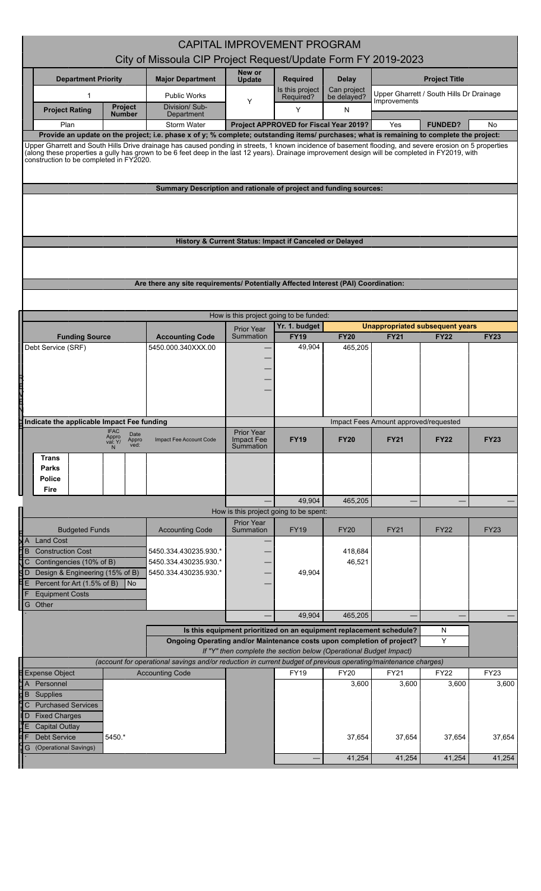# CAPITAL IMPROVEMENT PROGRAM

## City of Missoula CIP Project Request/Update Form FY 2019-2023

| Department Priority | | Major Department | New or Update | Required | Delay | Project Title |
|---|---|---|---|---|---|---|
| 1 | | Public Works | Y | Is this project Required? | Can project be delayed? | Upper Gharrett / South Hills Dr Drainage Improvements |
| Project Rating | Project Number | Division/ Sub-Department | | Y | N | |
| Plan | | Storm Water | Project APPROVED for Fiscal Year 2019? | | Yes | FUNDED? No |

**Provide an update on the project; i.e. phase x of y; % complete; outstanding items/ purchases; what is remaining to complete the project:**

Upper Gharrett and South Hills Drive drainage has caused ponding in streets, 1 known incidence of basement flooding, and severe erosion on 5 properties (along these properties a gully has grown to be 6 feet deep in the last 12 years). Drainage improvement design will be completed in FY2019, with construction to be completed in FY2020.

**Summary Description and rationale of project and funding sources:**

**History & Current Status: Impact if Canceled or Delayed**

**Are there any site requirements/ Potentially Affected Interest (PAI) Coordination:**

**How is this project going to be funded:**

| Funding Source | Accounting Code | Prior Year Summation | Yr. 1. budget FY19 | FY20 | FY21 | FY22 | FY23 |
|---|---|---|---|---|---|---|---|
| Debt Service (SRF) | 5450.000.340XXX.00 | — | 49,904 | 465,205 | | | |
| | | — | | | | | |
| | | — | | | | | |
| | | — | | | | | |
| | | — | | | | | |

(FY20–FY23: Unappropriated subsequent years)

**Indicate the applicable Impact Fee funding** — Impact Fees Amount approved/requested

| | IFAC Approval: Y/N | Date Approved: | Impact Fee Account Code | Prior Year Impact Fee Summation | FY19 | FY20 | FY21 | FY22 | FY23 |
|---|---|---|---|---|---|---|---|---|---|
| Trans | | | | | | | | | |
| Parks | | | | | | | | | |
| Police | | | | | | | | | |
| Fire | | | | | | | | | |
| | | | | — | 49,904 | 465,205 | — | — | — |

**How is this project going to be spent:**

| Budgeted Funds | Accounting Code | Prior Year Summation | FY19 | FY20 | FY21 | FY22 | FY23 |
|---|---|---|---|---|---|---|---|
| A Land Cost | | — | | | | | |
| B Construction Cost | 5450.334.430235.930.* | — | | 418,684 | | | |
| C Contingencies (10% of B) | 5450.334.430235.930.* | — | | 46,521 | | | |
| D Design & Engineering (15% of B) | 5450.334.430235.930.* | — | 49,904 | | | | |
| E Percent for Art (1.5% of B) No | | — | | | | | |
| F Equipment Costs | | | | | | | |
| G Other | | | | | | | |
| | | — | 49,904 | 465,205 | — | — | — |

Is this equipment prioritized on an equipment replacement schedule? N

Ongoing Operating and/or Maintenance costs upon completion of project? Y

*If "Y" then complete the section below (Operational Budget Impact)*

*(account for operational savings and/or reduction in current budget of previous operating/maintenance charges)*

| Expense Object | Accounting Code | | FY19 | FY20 | FY21 | FY22 | FY23 |
|---|---|---|---|---|---|---|---|
| A Personnel | | | | 3,600 | 3,600 | 3,600 | 3,600 |
| B Supplies | | | | | | | |
| C Purchased Services | | | | | | | |
| D Fixed Charges | | | | | | | |
| E Capital Outlay | | | | | | | |
| F Debt Service | 5450.* | | | 37,654 | 37,654 | 37,654 | 37,654 |
| G (Operational Savings) | | | | | | | |
| | | | — | 41,254 | 41,254 | 41,254 | 41,254 |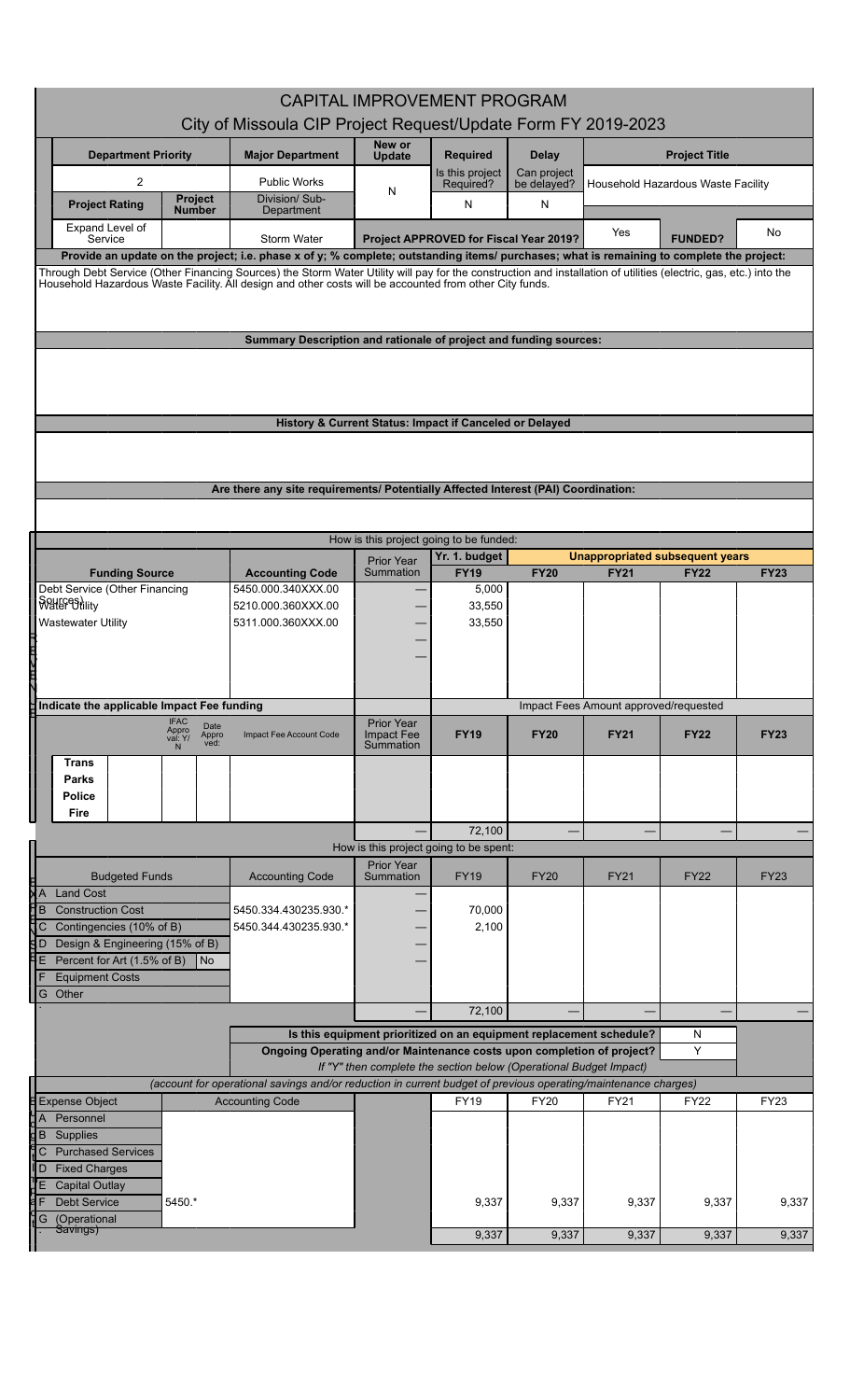# CAPITAL IMPROVEMENT PROGRAM

## City of Missoula CIP Project Request/Update Form FY 2019-2023

| Department Priority | | Major Department | New or Update | Required | Delay | Project Title | |
|---|---|---|---|---|---|---|---|
| 2 | | Public Works | N | Is this project Required? | Can project be delayed? | Household Hazardous Waste Facility | |
| **Project Rating** | **Project Number** | Division/ Sub-Department | | N | N | | |
| Expand Level of Service | | Storm Water | Project APPROVED for Fiscal Year 2019? | | | Yes | **FUNDED?** No |

**Provide an update on the project; i.e. phase x of y; % complete; outstanding items/ purchases; what is remaining to complete the project:**

Through Debt Service (Other Financing Sources) the Storm Water Utility will pay for the construction and installation of utilities (electric, gas, etc.) into the Household Hazardous Waste Facility. All design and other costs will be accounted from other City funds.

**Summary Description and rationale of project and funding sources:**

**History & Current Status: Impact if Canceled or Delayed**

**Are there any site requirements/ Potentially Affected Interest (PAI) Coordination:**

How is this project going to be funded:

| Funding Source | Accounting Code | Prior Year Summation | Yr. 1. budget FY19 | FY20 | FY21 | FY22 | FY23 |
|---|---|---|---|---|---|---|---|
| | | | | Unappropriated subsequent years | | | |
| Debt Service (Other Financing Sources) | 5450.000.340XXX.00 | — | 5,000 | | | | |
| Water Utility | 5210.000.360XXX.00 | — | 33,550 | | | | |
| Wastewater Utility | 5311.000.360XXX.00 | — | 33,550 | | | | |
| | | — | | | | | |
| | | — | | | | | |

Indicate the applicable Impact Fee funding

| | IFAC Approval: Y/N | Date Approved: | Impact Fee Account Code | Prior Year Impact Fee Summation | FY19 | FY20 | FY21 | FY22 | FY23 |
|---|---|---|---|---|---|---|---|---|---|
| | | | | | Impact Fees Amount approved/requested | | | | |
| **Trans** | | | | | | | | | |
| **Parks** | | | | | | | | | |
| **Police** | | | | | | | | | |
| **Fire** | | | | | | | | | |
| | | | | — | 72,100 | — | — | — | — |

How is this project going to be spent:

| Budgeted Funds | | Accounting Code | Prior Year Summation | FY19 | FY20 | FY21 | FY22 | FY23 |
|---|---|---|---|---|---|---|---|---|
| A Land Cost | | | — | | | | | |
| B Construction Cost | | 5450.334.430235.930.* | — | 70,000 | | | | |
| C Contingencies (10% of B) | | 5450.344.430235.930.* | — | 2,100 | | | | |
| D Design & Engineering (15% of B) | | | — | | | | | |
| E Percent for Art (1.5% of B) | No | | — | | | | | |
| F Equipment Costs | | | | | | | | |
| G Other | | | | | | | | |
| | | | — | 72,100 | — | — | — | — |

Is this equipment prioritized on an equipment replacement schedule? N

Ongoing Operating and/or Maintenance costs upon completion of project? Y

*If "Y" then complete the section below (Operational Budget Impact)*

*(account for operational savings and/or reduction in current budget of previous operating/maintenance charges)*

| Expense Object | Accounting Code | | FY19 | FY20 | FY21 | FY22 | FY23 |
|---|---|---|---|---|---|---|---|
| A Personnel | | | | | | | |
| B Supplies | | | | | | | |
| C Purchased Services | | | | | | | |
| D Fixed Charges | | | | | | | |
| E Capital Outlay | | | | | | | |
| F Debt Service | 5450.* | | 9,337 | 9,337 | 9,337 | 9,337 | 9,337 |
| G (Operational Savings) | | | | | | | |
| | | | 9,337 | 9,337 | 9,337 | 9,337 | 9,337 |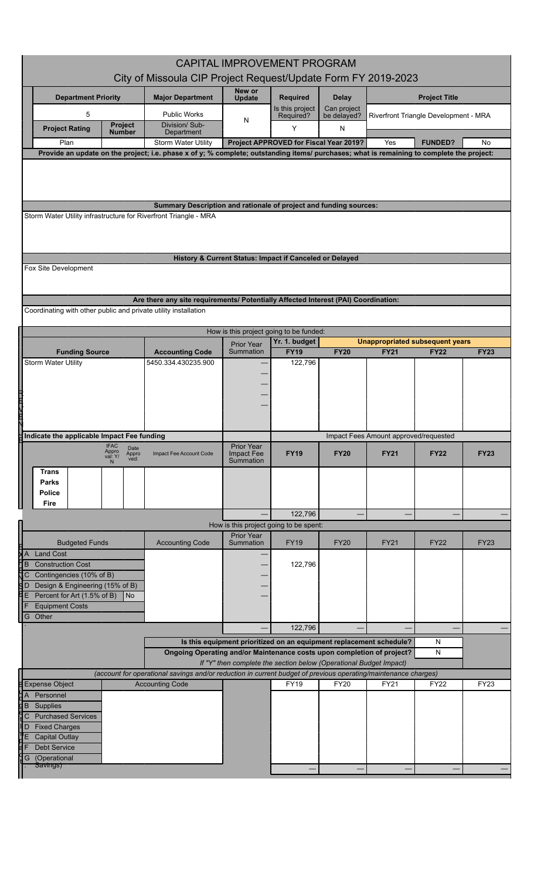# CAPITAL IMPROVEMENT PROGRAM

## City of Missoula CIP Project Request/Update Form FY 2019-2023

| Department Priority | | Major Department | New or Update | Required | Delay | Project Title | | |
|---|---|---|---|---|---|---|---|---|
| 5 | | Public Works | N | Is this project Required? | Can project be delayed? | Riverfront Triangle Development - MRA | | |
| Project Rating | Project Number | Division/ Sub-Department | | Y | N | | | |
| Plan | | Storm Water Utility | Project APPROVED for Fiscal Year 2019? | | | Yes | FUNDED? | No |

**Provide an update on the project; i.e. phase x of y; % complete; outstanding items/ purchases; what is remaining to complete the project:**

**Summary Description and rationale of project and funding sources:**

Storm Water Utility infrastructure for Riverfront Triangle - MRA

**History & Current Status: Impact if Canceled or Delayed**

Fox Site Development

**Are there any site requirements/ Potentially Affected Interest (PAI) Coordination:**

Coordinating with other public and private utility installation

**How is this project going to be funded:**

| Funding Source | Accounting Code | Prior Year Summation | Yr. 1. budget FY19 | FY20 | FY21 | FY22 | FY23 |
|---|---|---|---|---|---|---|---|
| | | | | Unappropriated subsequent years | | | |
| Storm Water Utility | 5450.334.430235.900 | — | 122,796 | | | | |
| | | — | | | | | |
| | | — | | | | | |
| | | — | | | | | |
| | | — | | | | | |

**Indicate the applicable Impact Fee funding**

| | IFAC Approval: Y/N | Date Approved: | Impact Fee Account Code | Prior Year Impact Fee Summation | FY19 | FY20 | FY21 | FY22 | FY23 |
|---|---|---|---|---|---|---|---|---|---|
| | | | | | Impact Fees Amount approved/requested | | | | |
| Trans | | | | | | | | | |
| Parks | | | | | | | | | |
| Police | | | | | | | | | |
| Fire | | | | | | | | | |
| | | | | — | 122,796 | — | — | — | — |

**How is this project going to be spent:**

| Budgeted Funds | Accounting Code | Prior Year Summation | FY19 | FY20 | FY21 | FY22 | FY23 |
|---|---|---|---|---|---|---|---|
| A Land Cost | | — | | | | | |
| B Construction Cost | | — | 122,796 | | | | |
| C Contingencies (10% of B) | | — | | | | | |
| D Design & Engineering (15% of B) | | — | | | | | |
| E Percent for Art (1.5% of B) No | | — | | | | | |
| F Equipment Costs | | | | | | | |
| G Other | | | | | | | |
| | | — | 122,796 | — | — | — | — |

| | |
|---|---|
| Is this equipment prioritized on an equipment replacement schedule? | N |
| Ongoing Operating and/or Maintenance costs upon completion of project? | N |

*If "Y" then complete the section below (Operational Budget Impact)*

*(account for operational savings and/or reduction in current budget of previous operating/maintenance charges)*

| Expense Object | Accounting Code | FY19 | FY20 | FY21 | FY22 | FY23 |
|---|---|---|---|---|---|---|
| A Personnel | | | | | | |
| B Supplies | | | | | | |
| C Purchased Services | | | | | | |
| D Fixed Charges | | | | | | |
| E Capital Outlay | | | | | | |
| F Debt Service | | | | | | |
| G (Operational Savings) | | | | | | |
| | | — | — | — | — | — |